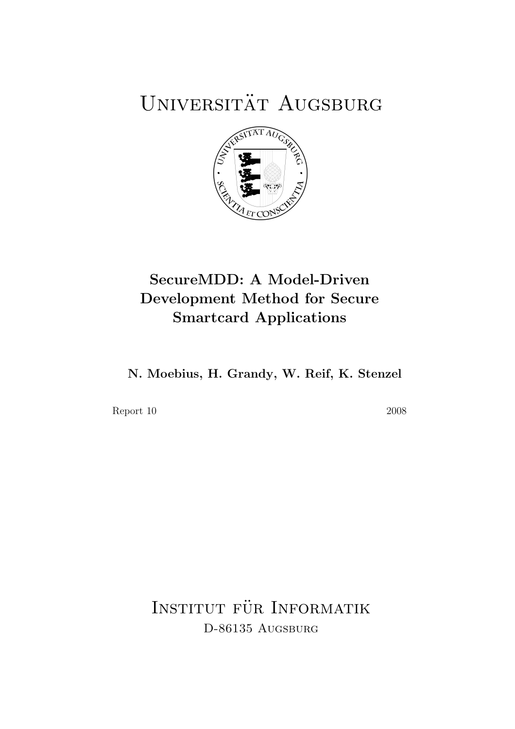# Universität Augsburg

## SecureMDD: A Model-Driven Development Method for Secure Smartcard Applications

**N. Moebius, H. Grandy, W. Reif, K. Stenzel**

Report 10 2008

Institut für Informatik
D-86135 Augsburg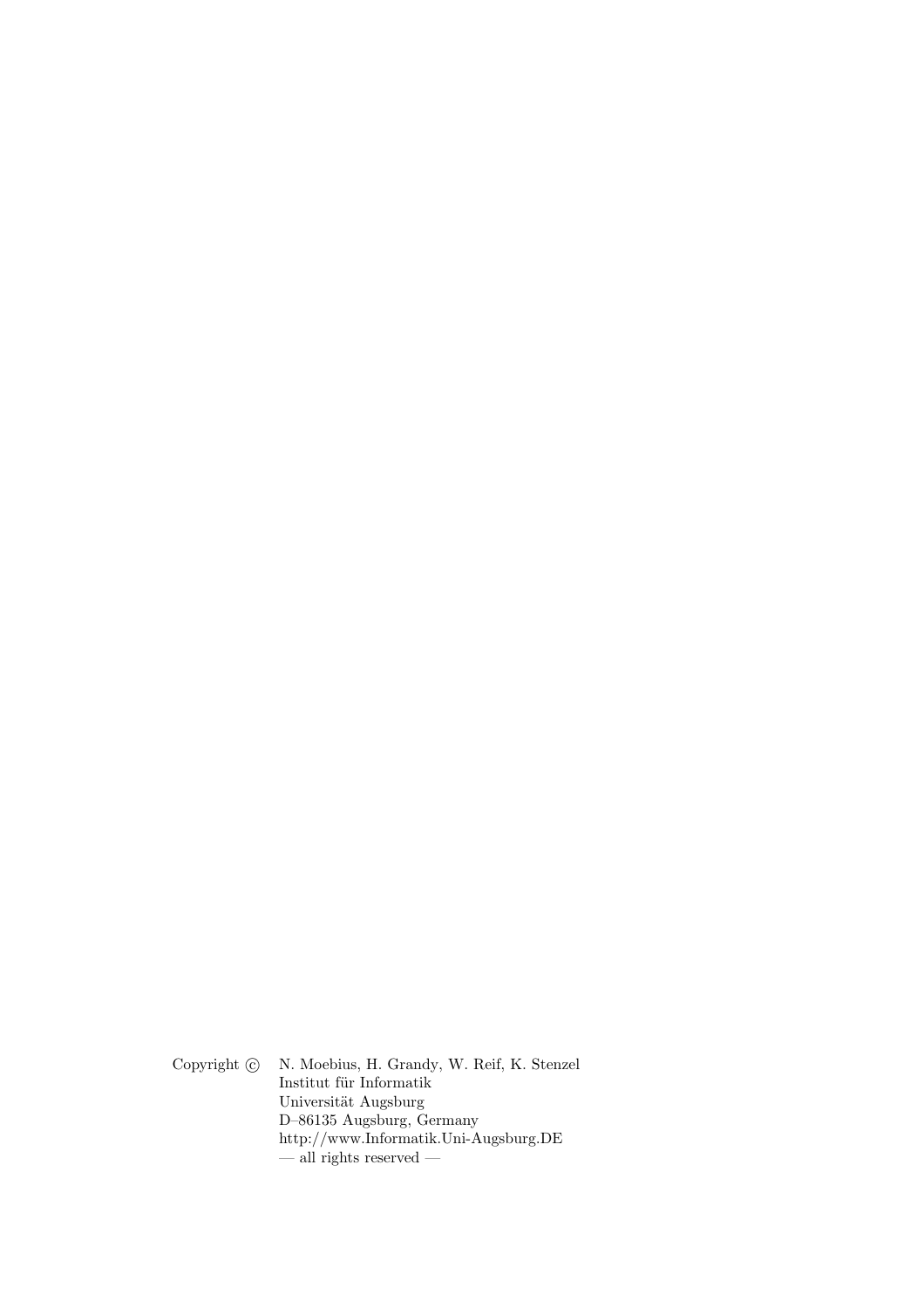Copyright © N. Moebius, H. Grandy, W. Reif, K. Stenzel
Institut für Informatik
Universität Augsburg
D–86135 Augsburg, Germany
http://www.Informatik.Uni-Augsburg.DE
— all rights reserved —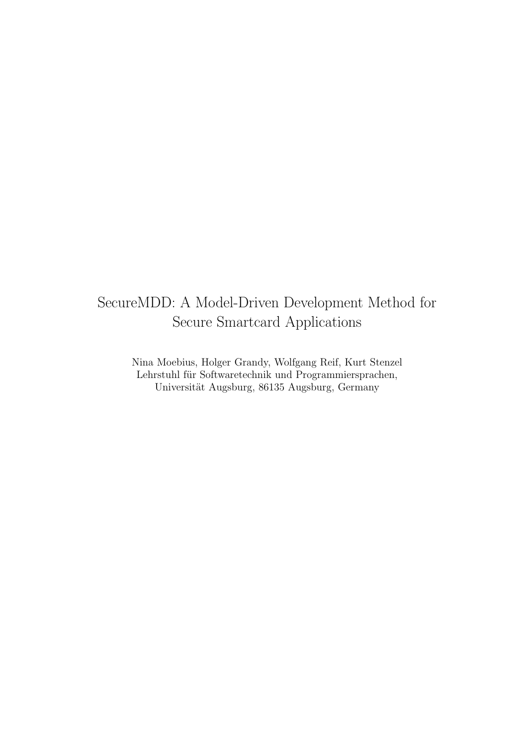# SecureMDD: A Model-Driven Development Method for Secure Smartcard Applications

Nina Moebius, Holger Grandy, Wolfgang Reif, Kurt Stenzel
Lehrstuhl für Softwaretechnik und Programmiersprachen,
Universität Augsburg, 86135 Augsburg, Germany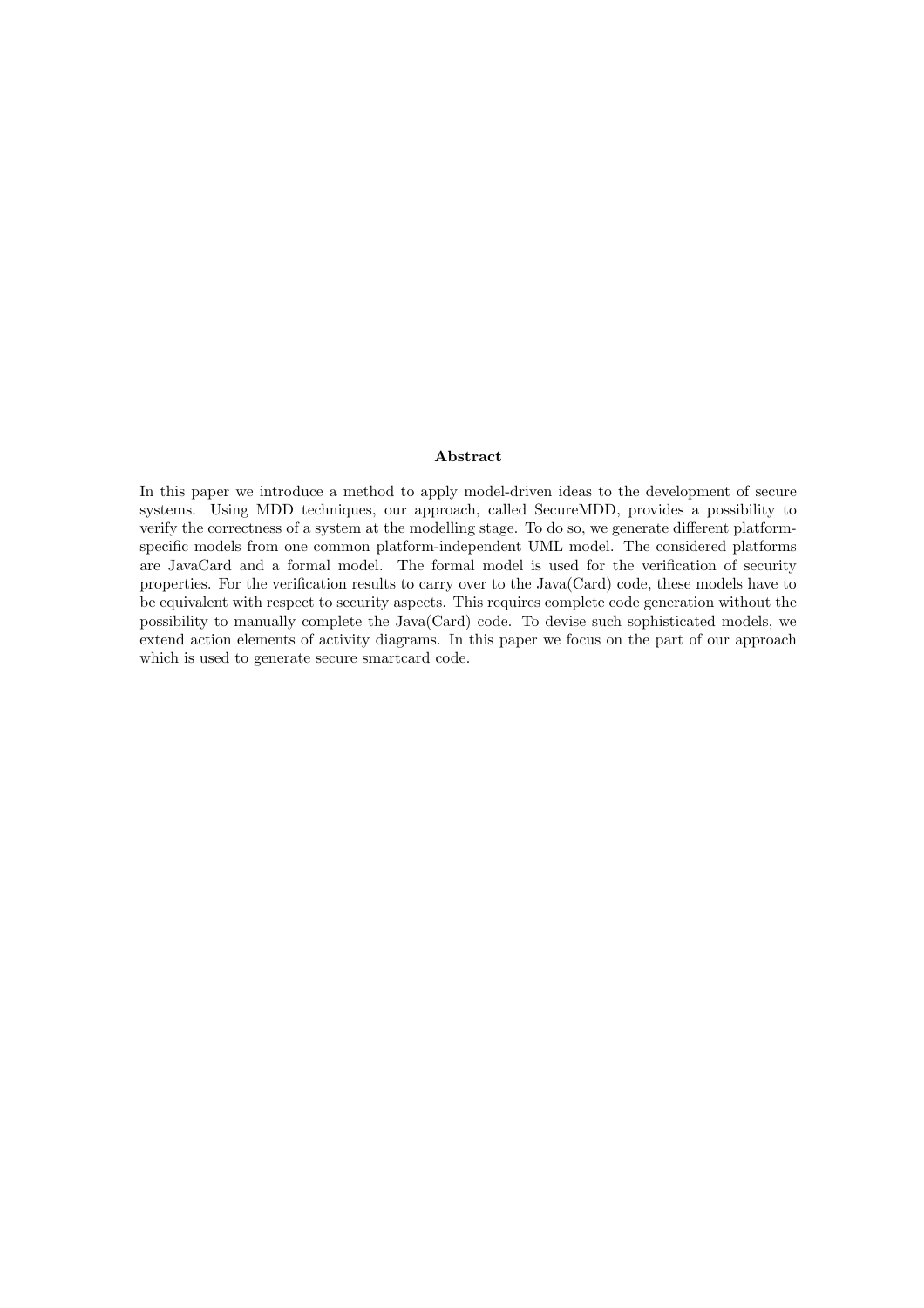**Abstract**

In this paper we introduce a method to apply model-driven ideas to the development of secure systems. Using MDD techniques, our approach, called SecureMDD, provides a possibility to verify the correctness of a system at the modelling stage. To do so, we generate different platform-specific models from one common platform-independent UML model. The considered platforms are JavaCard and a formal model. The formal model is used for the verification of security properties. For the verification results to carry over to the Java(Card) code, these models have to be equivalent with respect to security aspects. This requires complete code generation without the possibility to manually complete the Java(Card) code. To devise such sophisticated models, we extend action elements of activity diagrams. In this paper we focus on the part of our approach which is used to generate secure smartcard code.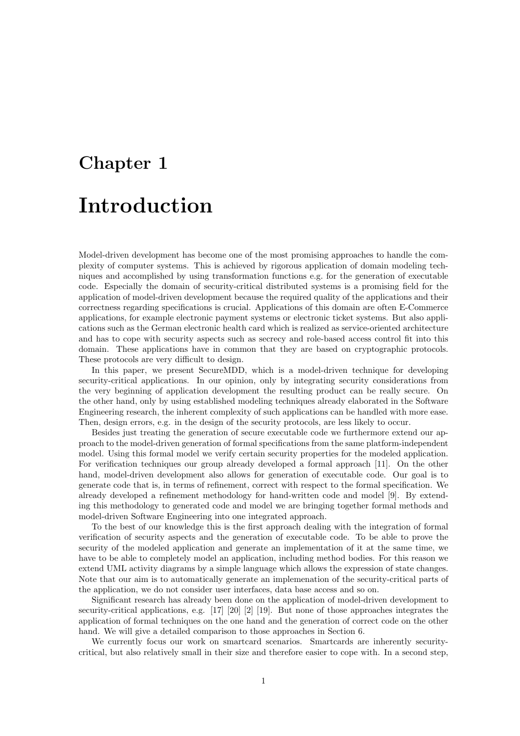# Chapter 1

# Introduction

Model-driven development has become one of the most promising approaches to handle the complexity of computer systems. This is achieved by rigorous application of domain modeling techniques and accomplished by using transformation functions e.g. for the generation of executable code. Especially the domain of security-critical distributed systems is a promising field for the application of model-driven development because the required quality of the applications and their correctness regarding specifications is crucial. Applications of this domain are often E-Commerce applications, for example electronic payment systems or electronic ticket systems. But also applications such as the German electronic health card which is realized as service-oriented architecture and has to cope with security aspects such as secrecy and role-based access control fit into this domain. These applications have in common that they are based on cryptographic protocols. These protocols are very difficult to design.

In this paper, we present SecureMDD, which is a model-driven technique for developing security-critical applications. In our opinion, only by integrating security considerations from the very beginning of application development the resulting product can be really secure. On the other hand, only by using established modeling techniques already elaborated in the Software Engineering research, the inherent complexity of such applications can be handled with more ease. Then, design errors, e.g. in the design of the security protocols, are less likely to occur.

Besides just treating the generation of secure executable code we furthermore extend our approach to the model-driven generation of formal specifications from the same platform-independent model. Using this formal model we verify certain security properties for the modeled application. For verification techniques our group already developed a formal approach [11]. On the other hand, model-driven development also allows for generation of executable code. Our goal is to generate code that is, in terms of refinement, correct with respect to the formal specification. We already developed a refinement methodology for hand-written code and model [9]. By extending this methodology to generated code and model we are bringing together formal methods and model-driven Software Engineering into one integrated approach.

To the best of our knowledge this is the first approach dealing with the integration of formal verification of security aspects and the generation of executable code. To be able to prove the security of the modeled application and generate an implementation of it at the same time, we have to be able to completely model an application, including method bodies. For this reason we extend UML activity diagrams by a simple language which allows the expression of state changes. Note that our aim is to automatically generate an implemenation of the security-critical parts of the application, we do not consider user interfaces, data base access and so on.

Significant research has already been done on the application of model-driven development to security-critical applications, e.g. [17] [20] [2] [19]. But none of those approaches integrates the application of formal techniques on the one hand and the generation of correct code on the other hand. We will give a detailed comparison to those approaches in Section 6.

We currently focus our work on smartcard scenarios. Smartcards are inherently security-critical, but also relatively small in their size and therefore easier to cope with. In a second step,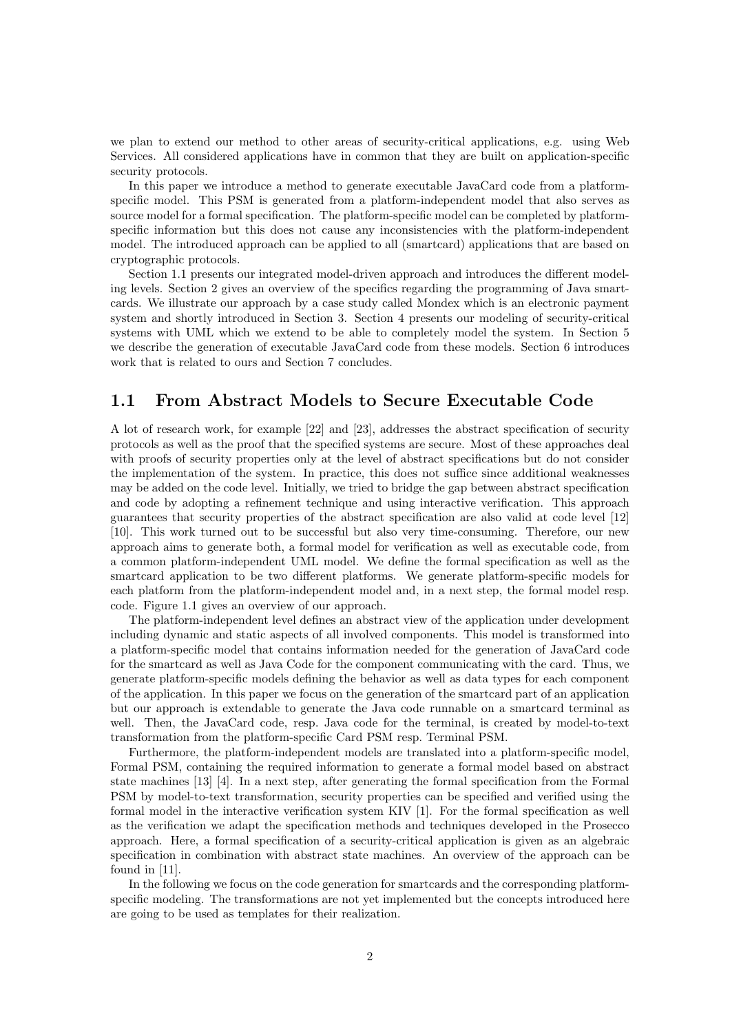we plan to extend our method to other areas of security-critical applications, e.g. using Web Services. All considered applications have in common that they are built on application-specific security protocols.

In this paper we introduce a method to generate executable JavaCard code from a platform-specific model. This PSM is generated from a platform-independent model that also serves as source model for a formal specification. The platform-specific model can be completed by platform-specific information but this does not cause any inconsistencies with the platform-independent model. The introduced approach can be applied to all (smartcard) applications that are based on cryptographic protocols.

Section 1.1 presents our integrated model-driven approach and introduces the different modeling levels. Section 2 gives an overview of the specifics regarding the programming of Java smartcards. We illustrate our approach by a case study called Mondex which is an electronic payment system and shortly introduced in Section 3. Section 4 presents our modeling of security-critical systems with UML which we extend to be able to completely model the system. In Section 5 we describe the generation of executable JavaCard code from these models. Section 6 introduces work that is related to ours and Section 7 concludes.

## 1.1 From Abstract Models to Secure Executable Code

A lot of research work, for example [22] and [23], addresses the abstract specification of security protocols as well as the proof that the specified systems are secure. Most of these approaches deal with proofs of security properties only at the level of abstract specifications but do not consider the implementation of the system. In practice, this does not suffice since additional weaknesses may be added on the code level. Initially, we tried to bridge the gap between abstract specification and code by adopting a refinement technique and using interactive verification. This approach guarantees that security properties of the abstract specification are also valid at code level [12] [10]. This work turned out to be successful but also very time-consuming. Therefore, our new approach aims to generate both, a formal model for verification as well as executable code, from a common platform-independent UML model. We define the formal specification as well as the smartcard application to be two different platforms. We generate platform-specific models for each platform from the platform-independent model and, in a next step, the formal model resp. code. Figure 1.1 gives an overview of our approach.

The platform-independent level defines an abstract view of the application under development including dynamic and static aspects of all involved components. This model is transformed into a platform-specific model that contains information needed for the generation of JavaCard code for the smartcard as well as Java Code for the component communicating with the card. Thus, we generate platform-specific models defining the behavior as well as data types for each component of the application. In this paper we focus on the generation of the smartcard part of an application but our approach is extendable to generate the Java code runnable on a smartcard terminal as well. Then, the JavaCard code, resp. Java code for the terminal, is created by model-to-text transformation from the platform-specific Card PSM resp. Terminal PSM.

Furthermore, the platform-independent models are translated into a platform-specific model, Formal PSM, containing the required information to generate a formal model based on abstract state machines [13] [4]. In a next step, after generating the formal specification from the Formal PSM by model-to-text transformation, security properties can be specified and verified using the formal model in the interactive verification system KIV [1]. For the formal specification as well as the verification we adapt the specification methods and techniques developed in the Prosecco approach. Here, a formal specification of a security-critical application is given as an algebraic specification in combination with abstract state machines. An overview of the approach can be found in [11].

In the following we focus on the code generation for smartcards and the corresponding platform-specific modeling. The transformations are not yet implemented but the concepts introduced here are going to be used as templates for their realization.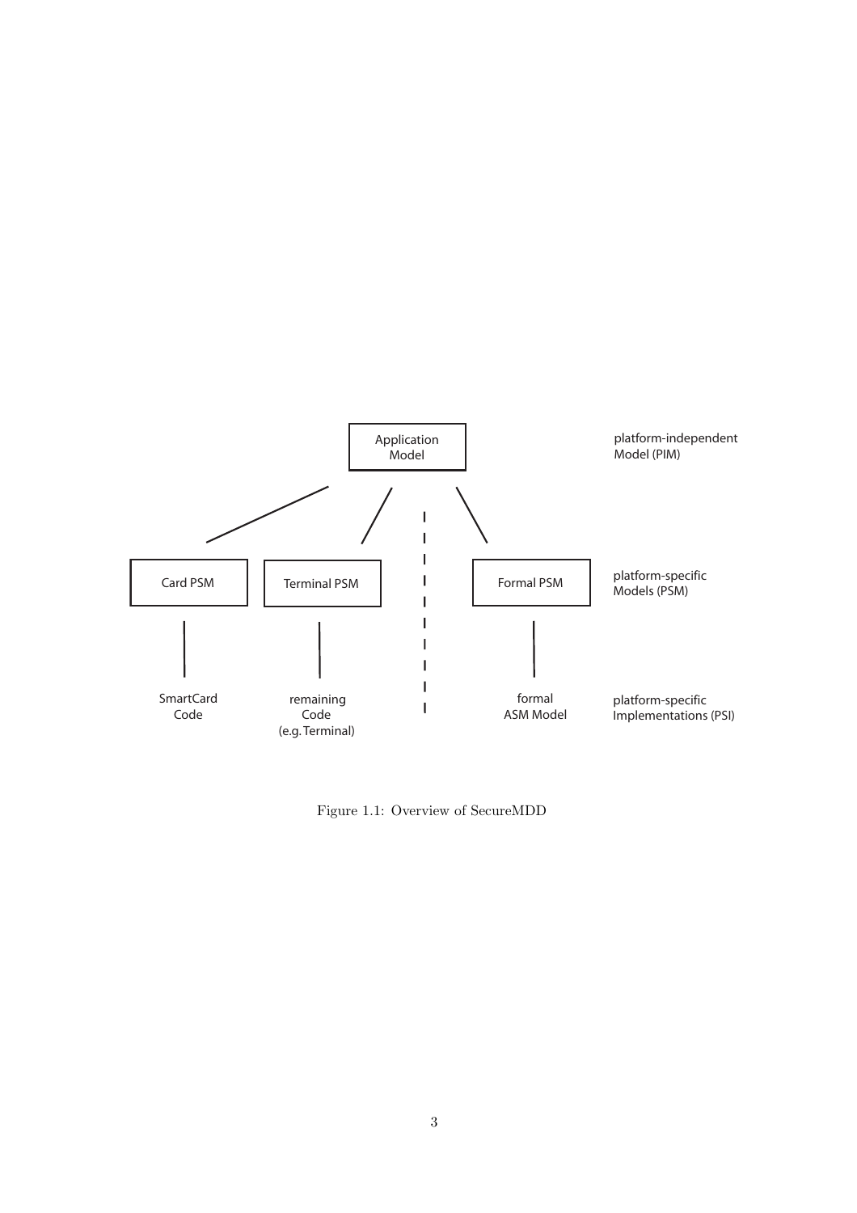| | Application Model | | | platform-independent Model (PIM) |
|---|---|---|---|---|
| Card PSM | Terminal PSM | | Formal PSM | platform-specific Models (PSM) |
| SmartCard Code | remaining Code (e.g. Terminal) | | formal ASM Model | platform-specific Implementations (PSI) |

Figure 1.1: Overview of SecureMDD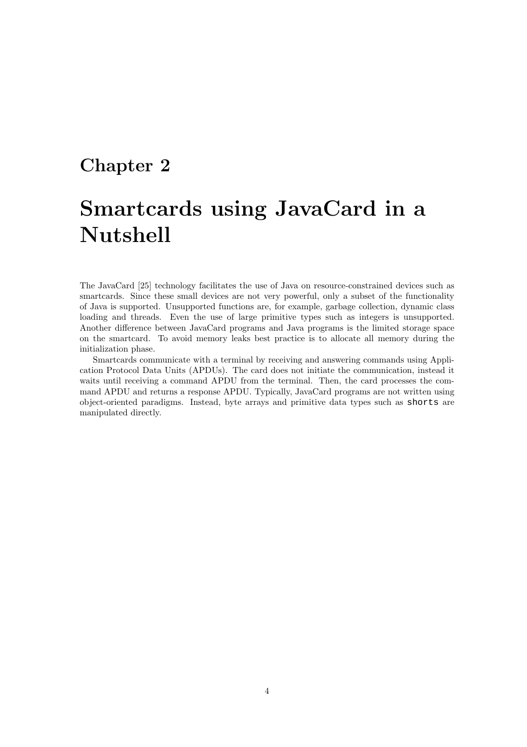# Chapter 2

# Smartcards using JavaCard in a Nutshell

The JavaCard [25] technology facilitates the use of Java on resource-constrained devices such as smartcards. Since these small devices are not very powerful, only a subset of the functionality of Java is supported. Unsupported functions are, for example, garbage collection, dynamic class loading and threads. Even the use of large primitive types such as integers is unsupported. Another difference between JavaCard programs and Java programs is the limited storage space on the smartcard. To avoid memory leaks best practice is to allocate all memory during the initialization phase.

Smartcards communicate with a terminal by receiving and answering commands using Application Protocol Data Units (APDUs). The card does not initiate the communication, instead it waits until receiving a command APDU from the terminal. Then, the card processes the command APDU and returns a response APDU. Typically, JavaCard programs are not written using object-oriented paradigms. Instead, byte arrays and primitive data types such as `shorts` are manipulated directly.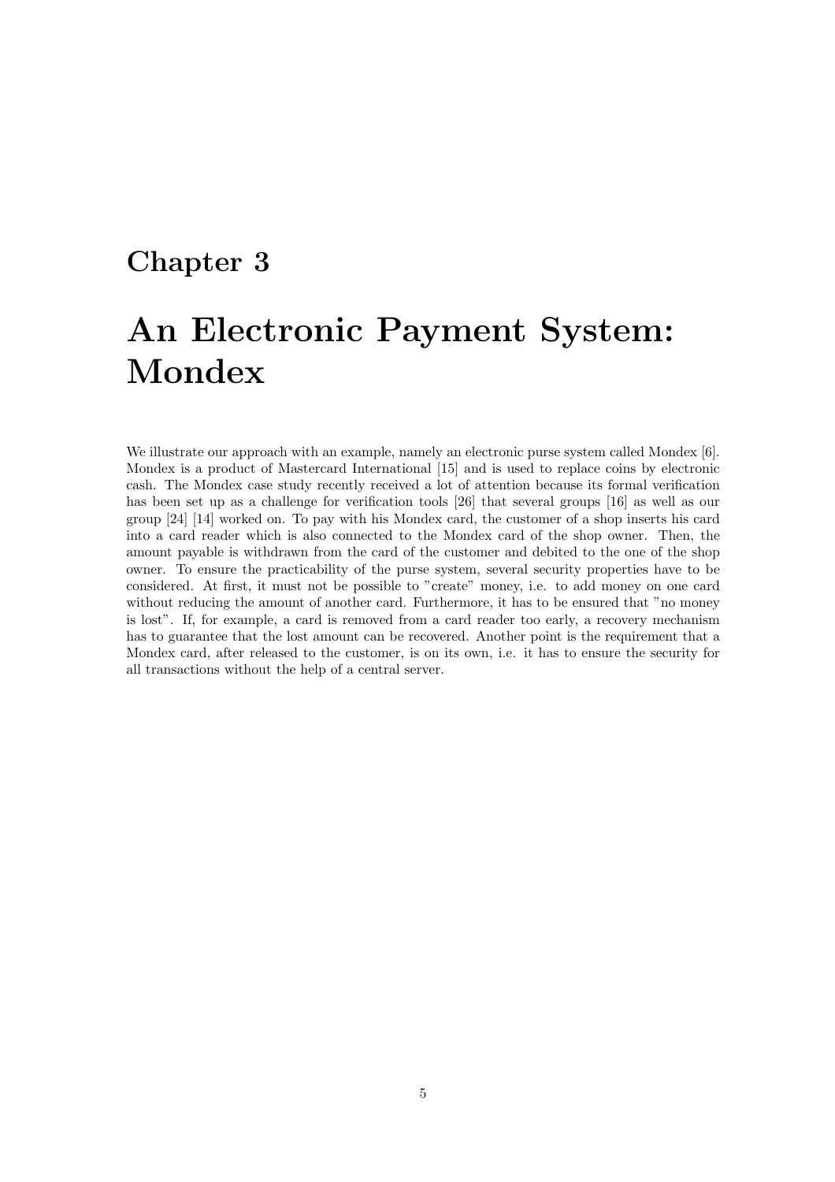# Chapter 3

# An Electronic Payment System: Mondex

We illustrate our approach with an example, namely an electronic purse system called Mondex [6]. Mondex is a product of Mastercard International [15] and is used to replace coins by electronic cash. The Mondex case study recently received a lot of attention because its formal verification has been set up as a challenge for verification tools [26] that several groups [16] as well as our group [24] [14] worked on. To pay with his Mondex card, the customer of a shop inserts his card into a card reader which is also connected to the Mondex card of the shop owner. Then, the amount payable is withdrawn from the card of the customer and debited to the one of the shop owner. To ensure the practicability of the purse system, several security properties have to be considered. At first, it must not be possible to "create" money, i.e. to add money on one card without reducing the amount of another card. Furthermore, it has to be ensured that "no money is lost". If, for example, a card is removed from a card reader too early, a recovery mechanism has to guarantee that the lost amount can be recovered. Another point is the requirement that a Mondex card, after released to the customer, is on its own, i.e. it has to ensure the security for all transactions without the help of a central server.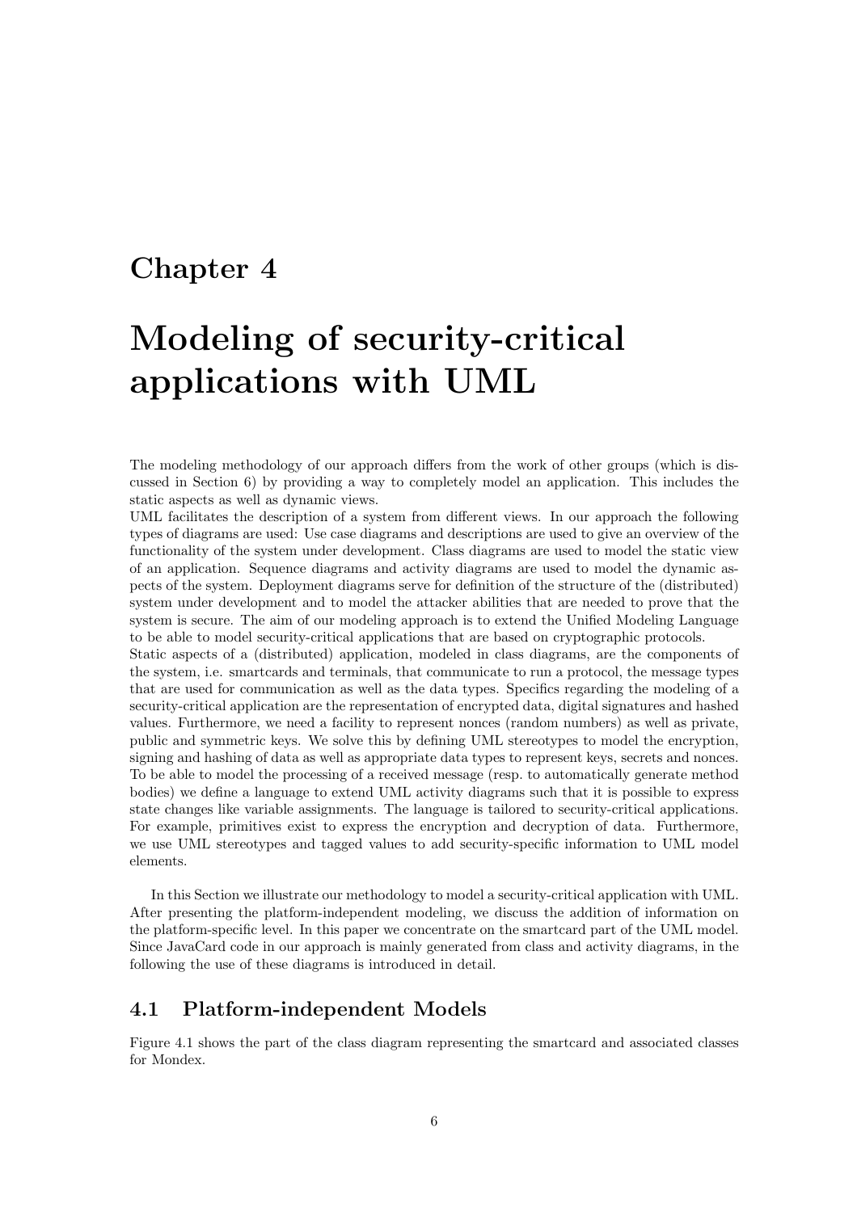# Chapter 4

# Modeling of security-critical applications with UML

The modeling methodology of our approach differs from the work of other groups (which is discussed in Section 6) by providing a way to completely model an application. This includes the static aspects as well as dynamic views.
UML facilitates the description of a system from different views. In our approach the following types of diagrams are used: Use case diagrams and descriptions are used to give an overview of the functionality of the system under development. Class diagrams are used to model the static view of an application. Sequence diagrams and activity diagrams are used to model the dynamic aspects of the system. Deployment diagrams serve for definition of the structure of the (distributed) system under development and to model the attacker abilities that are needed to prove that the system is secure. The aim of our modeling approach is to extend the Unified Modeling Language to be able to model security-critical applications that are based on cryptographic protocols.
Static aspects of a (distributed) application, modeled in class diagrams, are the components of the system, i.e. smartcards and terminals, that communicate to run a protocol, the message types that are used for communication as well as the data types. Specifics regarding the modeling of a security-critical application are the representation of encrypted data, digital signatures and hashed values. Furthermore, we need a facility to represent nonces (random numbers) as well as private, public and symmetric keys. We solve this by defining UML stereotypes to model the encryption, signing and hashing of data as well as appropriate data types to represent keys, secrets and nonces. To be able to model the processing of a received message (resp. to automatically generate method bodies) we define a language to extend UML activity diagrams such that it is possible to express state changes like variable assignments. The language is tailored to security-critical applications. For example, primitives exist to express the encryption and decryption of data. Furthermore, we use UML stereotypes and tagged values to add security-specific information to UML model elements.

In this Section we illustrate our methodology to model a security-critical application with UML. After presenting the platform-independent modeling, we discuss the addition of information on the platform-specific level. In this paper we concentrate on the smartcard part of the UML model. Since JavaCard code in our approach is mainly generated from class and activity diagrams, in the following the use of these diagrams is introduced in detail.

## 4.1 Platform-independent Models

Figure 4.1 shows the part of the class diagram representing the smartcard and associated classes for Mondex.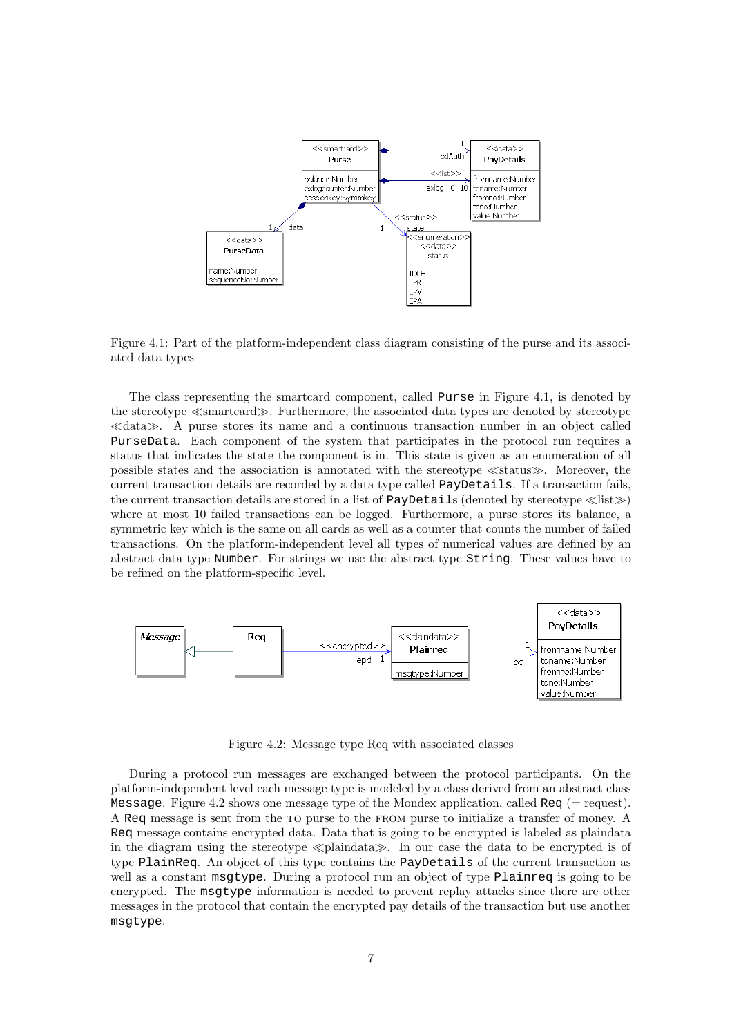Figure 4.1: Part of the platform-independent class diagram consisting of the purse and its associated data types

The class representing the smartcard component, called `Purse` in Figure 4.1, is denoted by the stereotype ≪smartcard≫. Furthermore, the associated data types are denoted by stereotype ≪data≫. A purse stores its name and a continuous transaction number in an object called `PurseData`. Each component of the system that participates in the protocol run requires a status that indicates the state the component is in. This state is given as an enumeration of all possible states and the association is annotated with the stereotype ≪status≫. Moreover, the current transaction details are recorded by a data type called `PayDetails`. If a transaction fails, the current transaction details are stored in a list of `PayDetail`s (denoted by stereotype ≪list≫) where at most 10 failed transactions can be logged. Furthermore, a purse stores its balance, a symmetric key which is the same on all cards as well as a counter that counts the number of failed transactions. On the platform-independent level all types of numerical values are defined by an abstract data type `Number`. For strings we use the abstract type `String`. These values have to be refined on the platform-specific level.

Figure 4.2: Message type Req with associated classes

During a protocol run messages are exchanged between the protocol participants. On the platform-independent level each message type is modeled by a class derived from an abstract class `Message`. Figure 4.2 shows one message type of the Mondex application, called `Req` (= request). A `Req` message is sent from the TO purse to the FROM purse to initialize a transfer of money. A `Req` message contains encrypted data. Data that is going to be encrypted is labeled as plaindata in the diagram using the stereotype ≪plaindata≫. In our case the data to be encrypted is of type `PlainReq`. An object of this type contains the `PayDetails` of the current transaction as well as a constant `msgtype`. During a protocol run an object of type `Plainreq` is going to be encrypted. The `msgtype` information is needed to prevent replay attacks since there are other messages in the protocol that contain the encrypted pay details of the transaction but use another `msgtype`.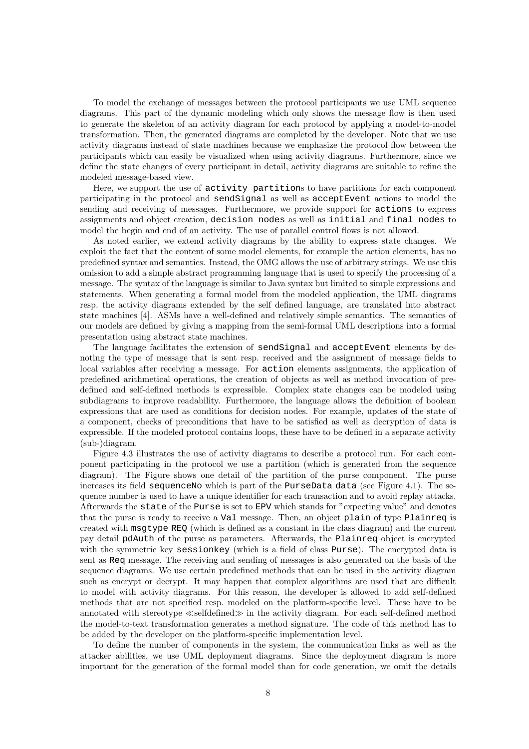To model the exchange of messages between the protocol participants we use UML sequence diagrams. This part of the dynamic modeling which only shows the message flow is then used to generate the skeleton of an activity diagram for each protocol by applying a model-to-model transformation. Then, the generated diagrams are completed by the developer. Note that we use activity diagrams instead of state machines because we emphasize the protocol flow between the participants which can easily be visualized when using activity diagrams. Furthermore, since we define the state changes of every participant in detail, activity diagrams are suitable to refine the modeled message-based view.

Here, we support the use of `activity partition`s to have partitions for each component participating in the protocol and `sendSignal` as well as `acceptEvent` actions to model the sending and receiving of messages. Furthermore, we provide support for `actions` to express assignments and object creation, `decision nodes` as well as `initial` and `final nodes` to model the begin and end of an activity. The use of parallel control flows is not allowed.

As noted earlier, we extend activity diagrams by the ability to express state changes. We exploit the fact that the content of some model elements, for example the action elements, has no predefined syntax and semantics. Instead, the OMG allows the use of arbitrary strings. We use this omission to add a simple abstract programming language that is used to specify the processing of a message. The syntax of the language is similar to Java syntax but limited to simple expressions and statements. When generating a formal model from the modeled application, the UML diagrams resp. the activity diagrams extended by the self defined language, are translated into abstract state machines [4]. ASMs have a well-defined and relatively simple semantics. The semantics of our models are defined by giving a mapping from the semi-formal UML descriptions into a formal presentation using abstract state machines.

The language facilitates the extension of `sendSignal` and `acceptEvent` elements by denoting the type of message that is sent resp. received and the assignment of message fields to local variables after receiving a message. For `action` elements assignments, the application of predefined arithmetical operations, the creation of objects as well as method invocation of predefined and self-defined methods is expressible. Complex state changes can be modeled using subdiagrams to improve readability. Furthermore, the language allows the definition of boolean expressions that are used as conditions for decision nodes. For example, updates of the state of a component, checks of preconditions that have to be satisfied as well as decryption of data is expressible. If the modeled protocol contains loops, these have to be defined in a separate activity (sub-)diagram.

Figure 4.3 illustrates the use of activity diagrams to describe a protocol run. For each component participating in the protocol we use a partition (which is generated from the sequence diagram). The Figure shows one detail of the partition of the purse component. The purse increases its field `sequenceNo` which is part of the `PurseData data` (see Figure 4.1). The sequence number is used to have a unique identifier for each transaction and to avoid replay attacks. Afterwards the `state` of the `Purse` is set to `EPV` which stands for "expecting value" and denotes that the purse is ready to receive a `Val` message. Then, an object `plain` of type `Plainreq` is created with `msgtype REQ` (which is defined as a constant in the class diagram) and the current pay detail `pdAuth` of the purse as parameters. Afterwards, the `Plainreq` object is encrypted with the symmetric key `sessionkey` (which is a field of class `Purse`). The encrypted data is sent as `Req` message. The receiving and sending of messages is also generated on the basis of the sequence diagrams. We use certain predefined methods that can be used in the activity diagram such as encrypt or decrypt. It may happen that complex algorithms are used that are difficult to model with activity diagrams. For this reason, the developer is allowed to add self-defined methods that are not specified resp. modeled on the platform-specific level. These have to be annotated with stereotype ≪selfdefined≫ in the activity diagram. For each self-defined method the model-to-text transformation generates a method signature. The code of this method has to be added by the developer on the platform-specific implementation level.

To define the number of components in the system, the communication links as well as the attacker abilities, we use UML deployment diagrams. Since the deployment diagram is more important for the generation of the formal model than for code generation, we omit the details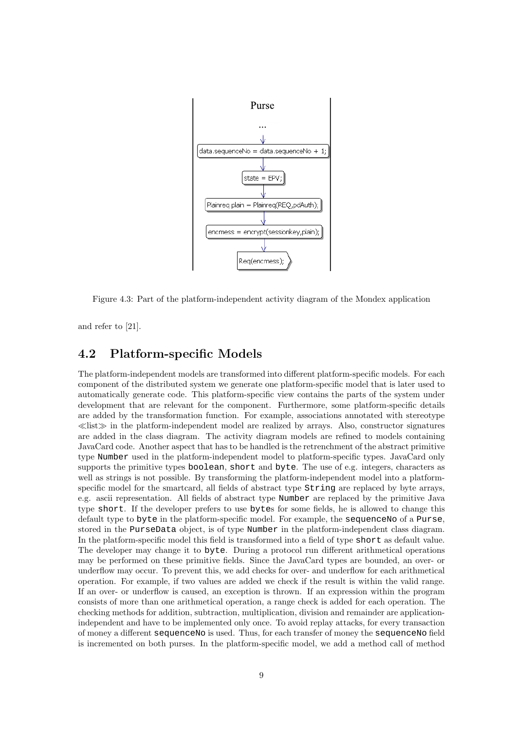Figure 4.3: Part of the platform-independent activity diagram of the Mondex application

and refer to [21].

## 4.2 Platform-specific Models

The platform-independent models are transformed into different platform-specific models. For each component of the distributed system we generate one platform-specific model that is later used to automatically generate code. This platform-specific view contains the parts of the system under development that are relevant for the component. Furthermore, some platform-specific details are added by the transformation function. For example, associations annotated with stereotype ≪list≫ in the platform-independent model are realized by arrays. Also, constructor signatures are added in the class diagram. The activity diagram models are refined to models containing JavaCard code. Another aspect that has to be handled is the retrenchment of the abstract primitive type `Number` used in the platform-independent model to platform-specific types. JavaCard only supports the primitive types `boolean`, `short` and `byte`. The use of e.g. integers, characters as well as strings is not possible. By transforming the platform-independent model into a platform-specific model for the smartcard, all fields of abstract type `String` are replaced by byte arrays, e.g. ascii representation. All fields of abstract type `Number` are replaced by the primitive Java type `short`. If the developer prefers to use `byte`s for some fields, he is allowed to change this default type to `byte` in the platform-specific model. For example, the `sequenceNo` of a `Purse`, stored in the `PurseData` object, is of type `Number` in the platform-independent class diagram. In the platform-specific model this field is transformed into a field of type `short` as default value. The developer may change it to `byte`. During a protocol run different arithmetical operations may be performed on these primitive fields. Since the JavaCard types are bounded, an over- or underflow may occur. To prevent this, we add checks for over- and underflow for each arithmetical operation. For example, if two values are added we check if the result is within the valid range. If an over- or underflow is caused, an exception is thrown. If an expression within the program consists of more than one arithmetical operation, a range check is added for each operation. The checking methods for addition, subtraction, multiplication, division and remainder are application-independent and have to be implemented only once. To avoid replay attacks, for every transaction of money a different `sequenceNo` is used. Thus, for each transfer of money the `sequenceNo` field is incremented on both purses. In the platform-specific model, we add a method call of method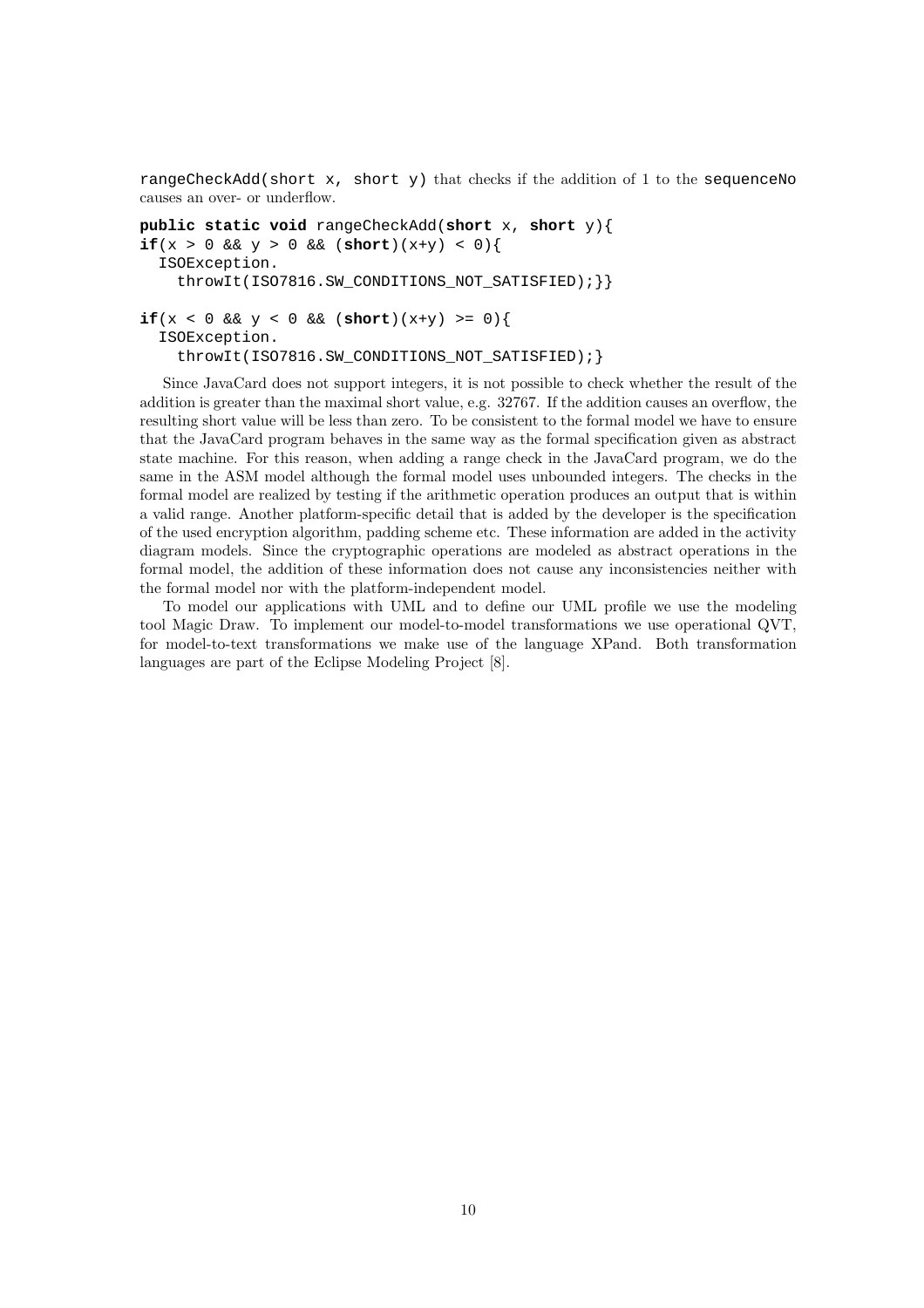`rangeCheckAdd(short x, short y)` that checks if the addition of 1 to the `sequenceNo` causes an over- or underflow.

```
public static void rangeCheckAdd(short x, short y){
if(x > 0 && y > 0 && (short)(x+y) < 0){
  ISOException.
    throwIt(ISO7816.SW_CONDITIONS_NOT_SATISFIED);}}

if(x < 0 && y < 0 && (short)(x+y) >= 0){
  ISOException.
    throwIt(ISO7816.SW_CONDITIONS_NOT_SATISFIED);}
```

Since JavaCard does not support integers, it is not possible to check whether the result of the addition is greater than the maximal short value, e.g. 32767. If the addition causes an overflow, the resulting short value will be less than zero. To be consistent to the formal model we have to ensure that the JavaCard program behaves in the same way as the formal specification given as abstract state machine. For this reason, when adding a range check in the JavaCard program, we do the same in the ASM model although the formal model uses unbounded integers. The checks in the formal model are realized by testing if the arithmetic operation produces an output that is within a valid range. Another platform-specific detail that is added by the developer is the specification of the used encryption algorithm, padding scheme etc. These information are added in the activity diagram models. Since the cryptographic operations are modeled as abstract operations in the formal model, the addition of these information does not cause any inconsistencies neither with the formal model nor with the platform-independent model.

To model our applications with UML and to define our UML profile we use the modeling tool Magic Draw. To implement our model-to-model transformations we use operational QVT, for model-to-text transformations we make use of the language XPand. Both transformation languages are part of the Eclipse Modeling Project [8].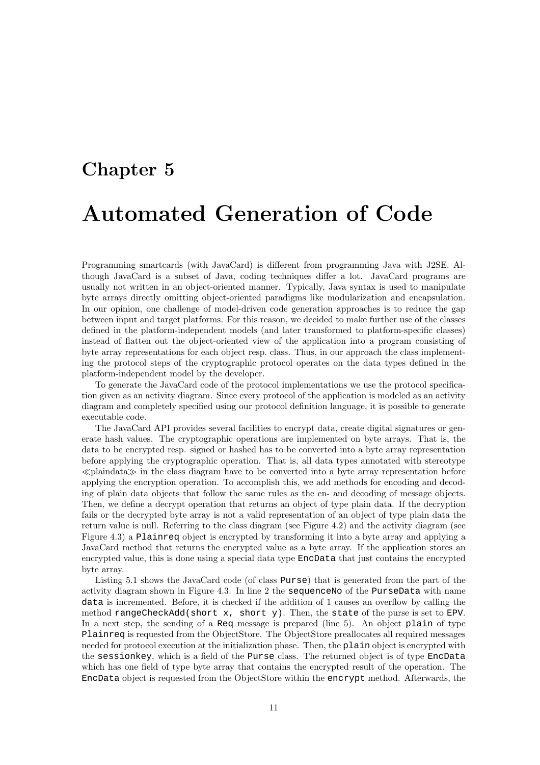// Chapter 5

# Automated Generation of Code

Programming smartcards (with JavaCard) is different from programming Java with J2SE. Although JavaCard is a subset of Java, coding techniques differ a lot. JavaCard programs are usually not written in an object-oriented manner. Typically, Java syntax is used to manipulate byte arrays directly omitting object-oriented paradigms like modularization and encapsulation. In our opinion, one challenge of model-driven code generation approaches is to reduce the gap between input and target platforms. For this reason, we decided to make further use of the classes defined in the platform-independent models (and later transformed to platform-specific classes) instead of flatten out the object-oriented view of the application into a program consisting of byte array representations for each object resp. class. Thus, in our approach the class implementing the protocol steps of the cryptographic protocol operates on the data types defined in the platform-independent model by the developer.

To generate the JavaCard code of the protocol implementations we use the protocol specification given as an activity diagram. Since every protocol of the application is modeled as an activity diagram and completely specified using our protocol definition language, it is possible to generate executable code.

The JavaCard API provides several facilities to encrypt data, create digital signatures or generate hash values. The cryptographic operations are implemented on byte arrays. That is, the data to be encrypted resp. signed or hashed has to be converted into a byte array representation before applying the cryptographic operation. That is, all data types annotated with stereotype ≪plaindata≫ in the class diagram have to be converted into a byte array representation before applying the encryption operation. To accomplish this, we add methods for encoding and decoding of plain data objects that follow the same rules as the en- and decoding of message objects. Then, we define a decrypt operation that returns an object of type plain data. If the decryption fails or the decrypted byte array is not a valid representation of an object of type plain data the return value is null. Referring to the class diagram (see Figure 4.2) and the activity diagram (see Figure 4.3) a `Plainreq` object is encrypted by transforming it into a byte array and applying a JavaCard method that returns the encrypted value as a byte array. If the application stores an encrypted value, this is done using a special data type `EncData` that just contains the encrypted byte array.

Listing 5.1 shows the JavaCard code (of class `Purse`) that is generated from the part of the activity diagram shown in Figure 4.3. In line 2 the `sequenceNo` of the `PurseData` with name `data` is incremented. Before, it is checked if the addition of 1 causes an overflow by calling the method `rangeCheckAdd(short x, short y)`. Then, the `state` of the purse is set to `EPV`. In a next step, the sending of a `Req` message is prepared (line 5). An object `plain` of type `Plainreq` is requested from the ObjectStore. The ObjectStore preallocates all required messages needed for protocol execution at the initialization phase. Then, the `plain` object is encrypted with the `sessionkey`, which is a field of the `Purse` class. The returned object is of type `EncData` which has one field of type byte array that contains the encrypted result of the operation. The `EncData` object is requested from the ObjectStore within the `encrypt` method. Afterwards, the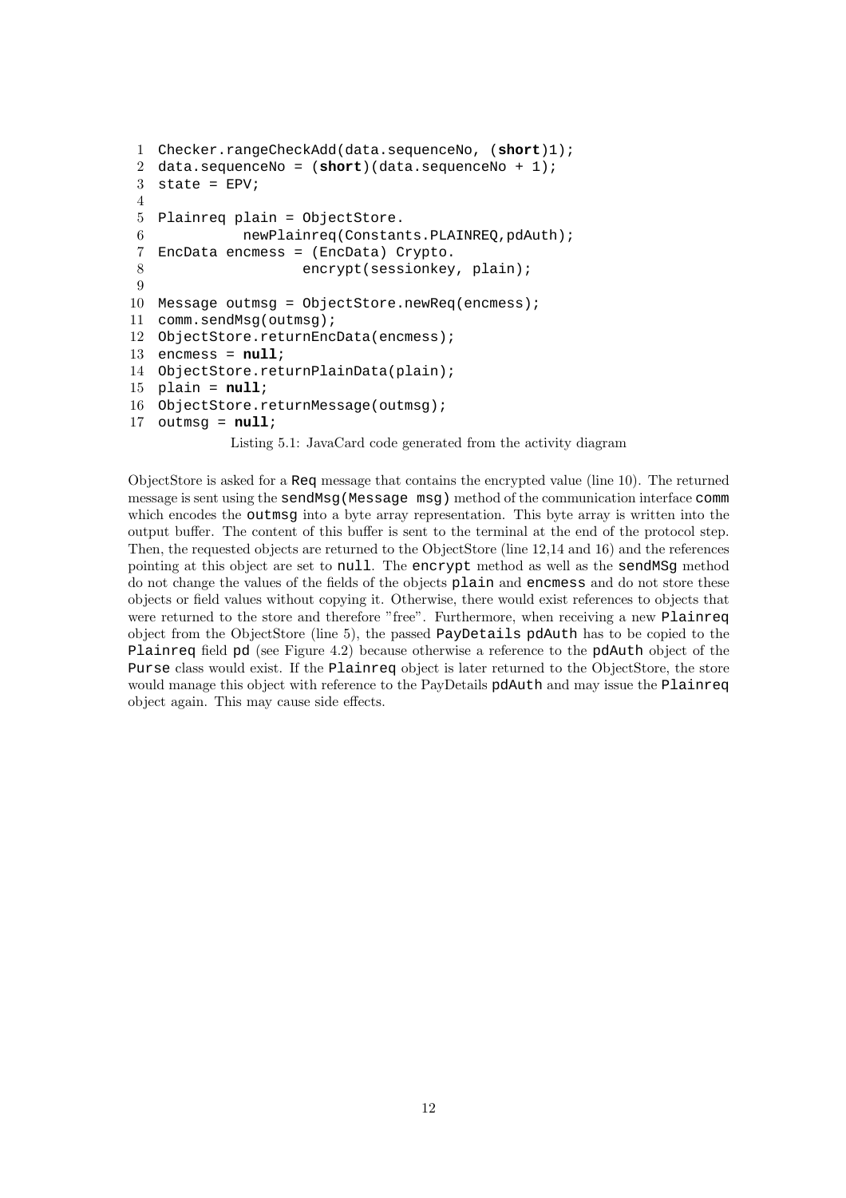```
1  Checker.rangeCheckAdd(data.sequenceNo, (short)1);
2  data.sequenceNo = (short)(data.sequenceNo + 1);
3  state = EPV;
4
5  Plainreq plain = ObjectStore.
6            newPlainreq(Constants.PLAINREQ,pdAuth);
7  EncData encmess = (EncData) Crypto.
8                   encrypt(sessionkey, plain);
9
10 Message outmsg = ObjectStore.newReq(encmess);
11 comm.sendMsg(outmsg);
12 ObjectStore.returnEncData(encmess);
13 encmess = null;
14 ObjectStore.returnPlainData(plain);
15 plain = null;
16 ObjectStore.returnMessage(outmsg);
17 outmsg = null;
```

Listing 5.1: JavaCard code generated from the activity diagram

ObjectStore is asked for a `Req` message that contains the encrypted value (line 10). The returned message is sent using the `sendMsg(Message msg)` method of the communication interface `comm` which encodes the `outmsg` into a byte array representation. This byte array is written into the output buffer. The content of this buffer is sent to the terminal at the end of the protocol step. Then, the requested objects are returned to the ObjectStore (line 12,14 and 16) and the references pointing at this object are set to `null`. The `encrypt` method as well as the `sendMSg` method do not change the values of the fields of the objects `plain` and `encmess` and do not store these objects or field values without copying it. Otherwise, there would exist references to objects that were returned to the store and therefore "free". Furthermore, when receiving a new `Plainreq` object from the ObjectStore (line 5), the passed `PayDetails pdAuth` has to be copied to the `Plainreq` field `pd` (see Figure 4.2) because otherwise a reference to the `pdAuth` object of the `Purse` class would exist. If the `Plainreq` object is later returned to the ObjectStore, the store would manage this object with reference to the PayDetails `pdAuth` and may issue the `Plainreq` object again. This may cause side effects.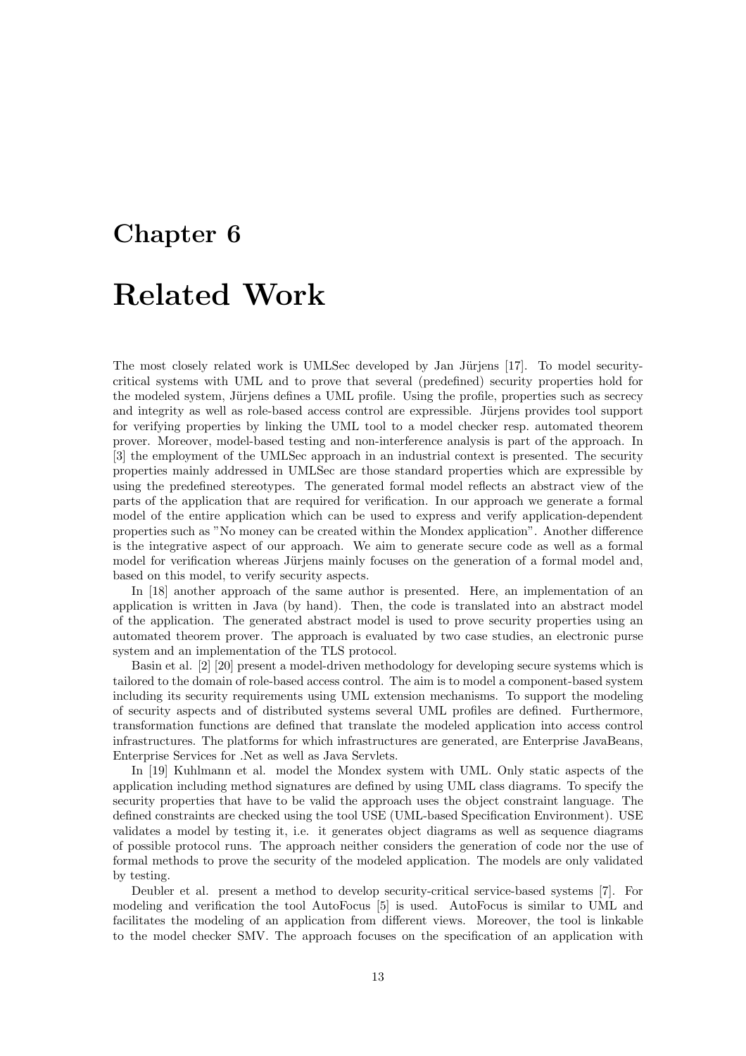# Chapter 6

# Related Work

The most closely related work is UMLSec developed by Jan Jürjens [17]. To model security-critical systems with UML and to prove that several (predefined) security properties hold for the modeled system, Jürjens defines a UML profile. Using the profile, properties such as secrecy and integrity as well as role-based access control are expressible. Jürjens provides tool support for verifying properties by linking the UML tool to a model checker resp. automated theorem prover. Moreover, model-based testing and non-interference analysis is part of the approach. In [3] the employment of the UMLSec approach in an industrial context is presented. The security properties mainly addressed in UMLSec are those standard properties which are expressible by using the predefined stereotypes. The generated formal model reflects an abstract view of the parts of the application that are required for verification. In our approach we generate a formal model of the entire application which can be used to express and verify application-dependent properties such as "No money can be created within the Mondex application". Another difference is the integrative aspect of our approach. We aim to generate secure code as well as a formal model for verification whereas Jürjens mainly focuses on the generation of a formal model and, based on this model, to verify security aspects.

In [18] another approach of the same author is presented. Here, an implementation of an application is written in Java (by hand). Then, the code is translated into an abstract model of the application. The generated abstract model is used to prove security properties using an automated theorem prover. The approach is evaluated by two case studies, an electronic purse system and an implementation of the TLS protocol.

Basin et al. [2] [20] present a model-driven methodology for developing secure systems which is tailored to the domain of role-based access control. The aim is to model a component-based system including its security requirements using UML extension mechanisms. To support the modeling of security aspects and of distributed systems several UML profiles are defined. Furthermore, transformation functions are defined that translate the modeled application into access control infrastructures. The platforms for which infrastructures are generated, are Enterprise JavaBeans, Enterprise Services for .Net as well as Java Servlets.

In [19] Kuhlmann et al. model the Mondex system with UML. Only static aspects of the application including method signatures are defined by using UML class diagrams. To specify the security properties that have to be valid the approach uses the object constraint language. The defined constraints are checked using the tool USE (UML-based Specification Environment). USE validates a model by testing it, i.e. it generates object diagrams as well as sequence diagrams of possible protocol runs. The approach neither considers the generation of code nor the use of formal methods to prove the security of the modeled application. The models are only validated by testing.

Deubler et al. present a method to develop security-critical service-based systems [7]. For modeling and verification the tool AutoFocus [5] is used. AutoFocus is similar to UML and facilitates the modeling of an application from different views. Moreover, the tool is linkable to the model checker SMV. The approach focuses on the specification of an application with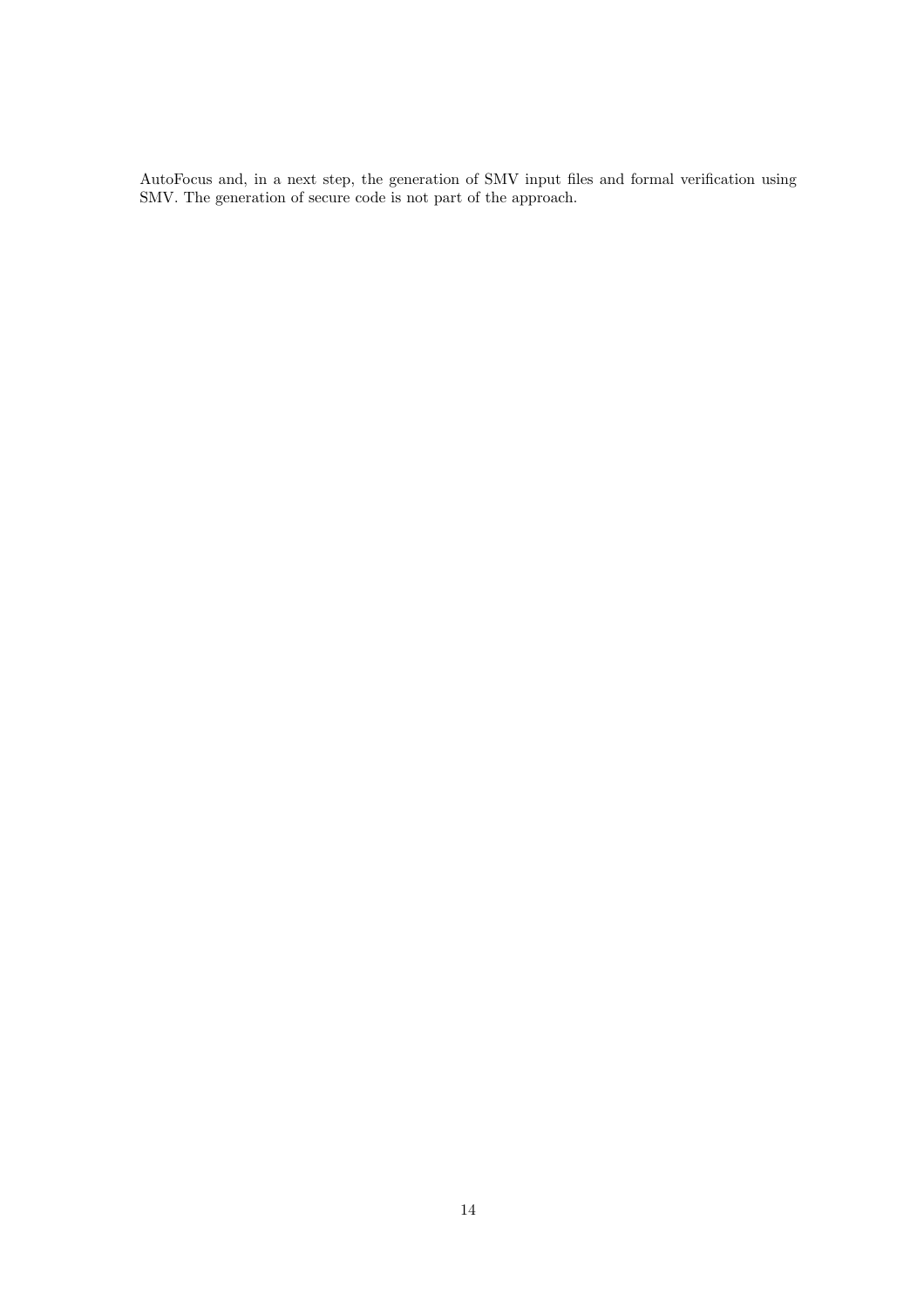AutoFocus and, in a next step, the generation of SMV input files and formal verification using SMV. The generation of secure code is not part of the approach.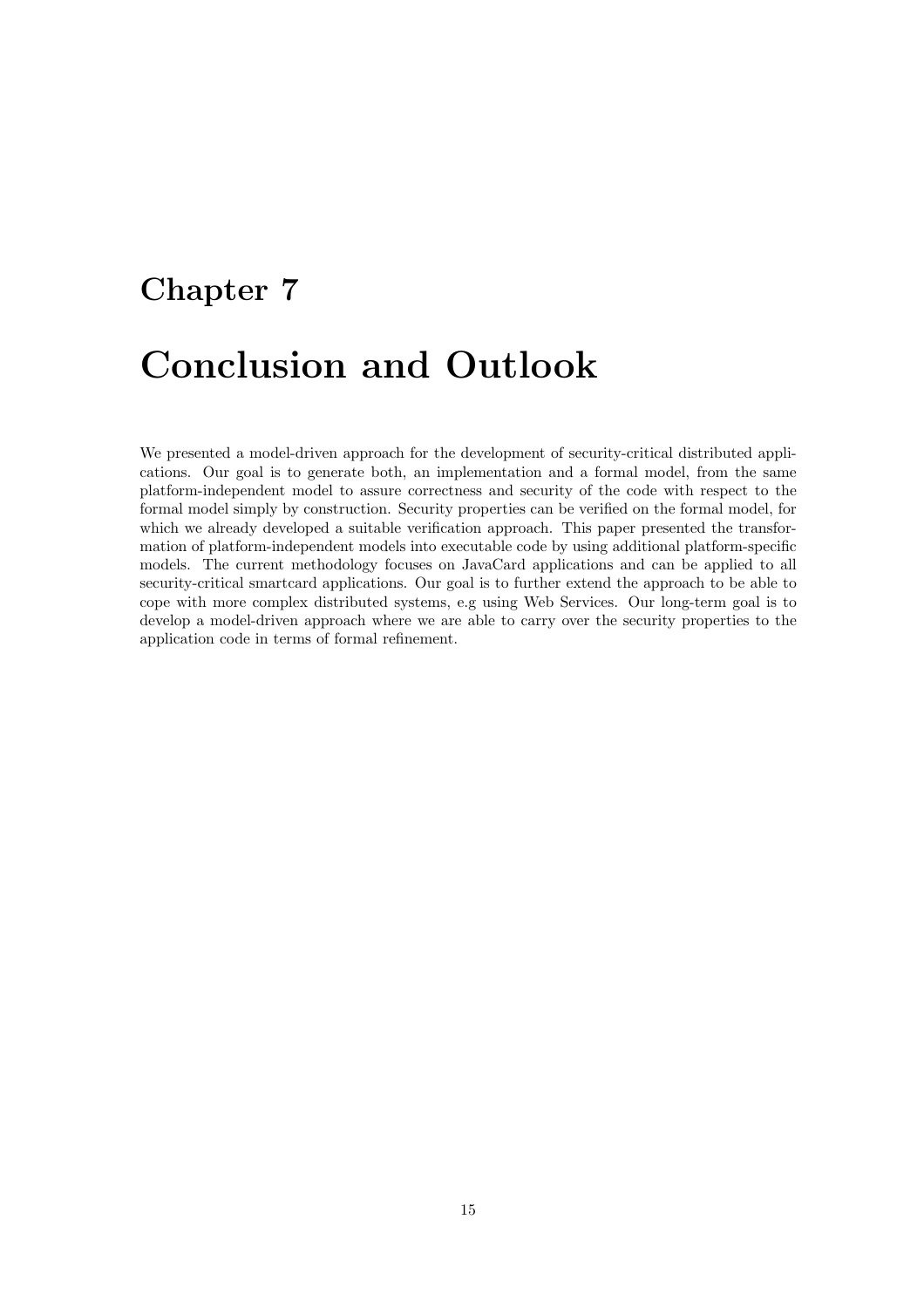# Chapter 7

# Conclusion and Outlook

We presented a model-driven approach for the development of security-critical distributed applications. Our goal is to generate both, an implementation and a formal model, from the same platform-independent model to assure correctness and security of the code with respect to the formal model simply by construction. Security properties can be verified on the formal model, for which we already developed a suitable verification approach. This paper presented the transformation of platform-independent models into executable code by using additional platform-specific models. The current methodology focuses on JavaCard applications and can be applied to all security-critical smartcard applications. Our goal is to further extend the approach to be able to cope with more complex distributed systems, e.g using Web Services. Our long-term goal is to develop a model-driven approach where we are able to carry over the security properties to the application code in terms of formal refinement.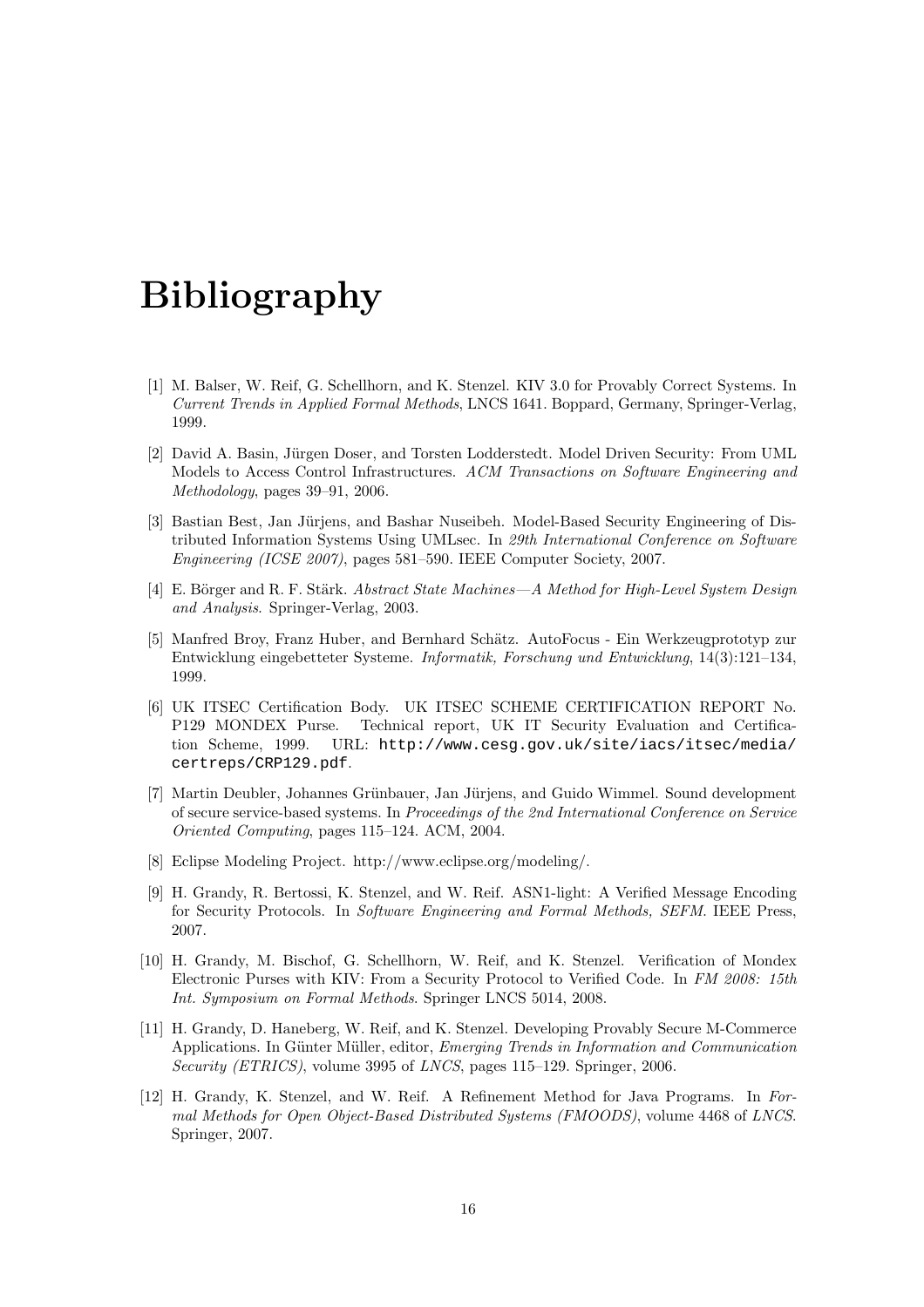# Bibliography

[1] M. Balser, W. Reif, G. Schellhorn, and K. Stenzel. KIV 3.0 for Provably Correct Systems. In *Current Trends in Applied Formal Methods*, LNCS 1641. Boppard, Germany, Springer-Verlag, 1999.

[2] David A. Basin, Jürgen Doser, and Torsten Lodderstedt. Model Driven Security: From UML Models to Access Control Infrastructures. *ACM Transactions on Software Engineering and Methodology*, pages 39–91, 2006.

[3] Bastian Best, Jan Jürjens, and Bashar Nuseibeh. Model-Based Security Engineering of Distributed Information Systems Using UMLsec. In *29th International Conference on Software Engineering (ICSE 2007)*, pages 581–590. IEEE Computer Society, 2007.

[4] E. Börger and R. F. Stärk. *Abstract State Machines—A Method for High-Level System Design and Analysis*. Springer-Verlag, 2003.

[5] Manfred Broy, Franz Huber, and Bernhard Schätz. AutoFocus - Ein Werkzeugprototyp zur Entwicklung eingebetteter Systeme. *Informatik, Forschung und Entwicklung*, 14(3):121–134, 1999.

[6] UK ITSEC Certification Body. UK ITSEC SCHEME CERTIFICATION REPORT No. P129 MONDEX Purse. Technical report, UK IT Security Evaluation and Certification Scheme, 1999. URL: `http://www.cesg.gov.uk/site/iacs/itsec/media/certreps/CRP129.pdf`.

[7] Martin Deubler, Johannes Grünbauer, Jan Jürjens, and Guido Wimmel. Sound development of secure service-based systems. In *Proceedings of the 2nd International Conference on Service Oriented Computing*, pages 115–124. ACM, 2004.

[8] Eclipse Modeling Project. http://www.eclipse.org/modeling/.

[9] H. Grandy, R. Bertossi, K. Stenzel, and W. Reif. ASN1-light: A Verified Message Encoding for Security Protocols. In *Software Engineering and Formal Methods, SEFM*. IEEE Press, 2007.

[10] H. Grandy, M. Bischof, G. Schellhorn, W. Reif, and K. Stenzel. Verification of Mondex Electronic Purses with KIV: From a Security Protocol to Verified Code. In *FM 2008: 15th Int. Symposium on Formal Methods*. Springer LNCS 5014, 2008.

[11] H. Grandy, D. Haneberg, W. Reif, and K. Stenzel. Developing Provably Secure M-Commerce Applications. In Günter Müller, editor, *Emerging Trends in Information and Communication Security (ETRICS)*, volume 3995 of *LNCS*, pages 115–129. Springer, 2006.

[12] H. Grandy, K. Stenzel, and W. Reif. A Refinement Method for Java Programs. In *Formal Methods for Open Object-Based Distributed Systems (FMOODS)*, volume 4468 of *LNCS*. Springer, 2007.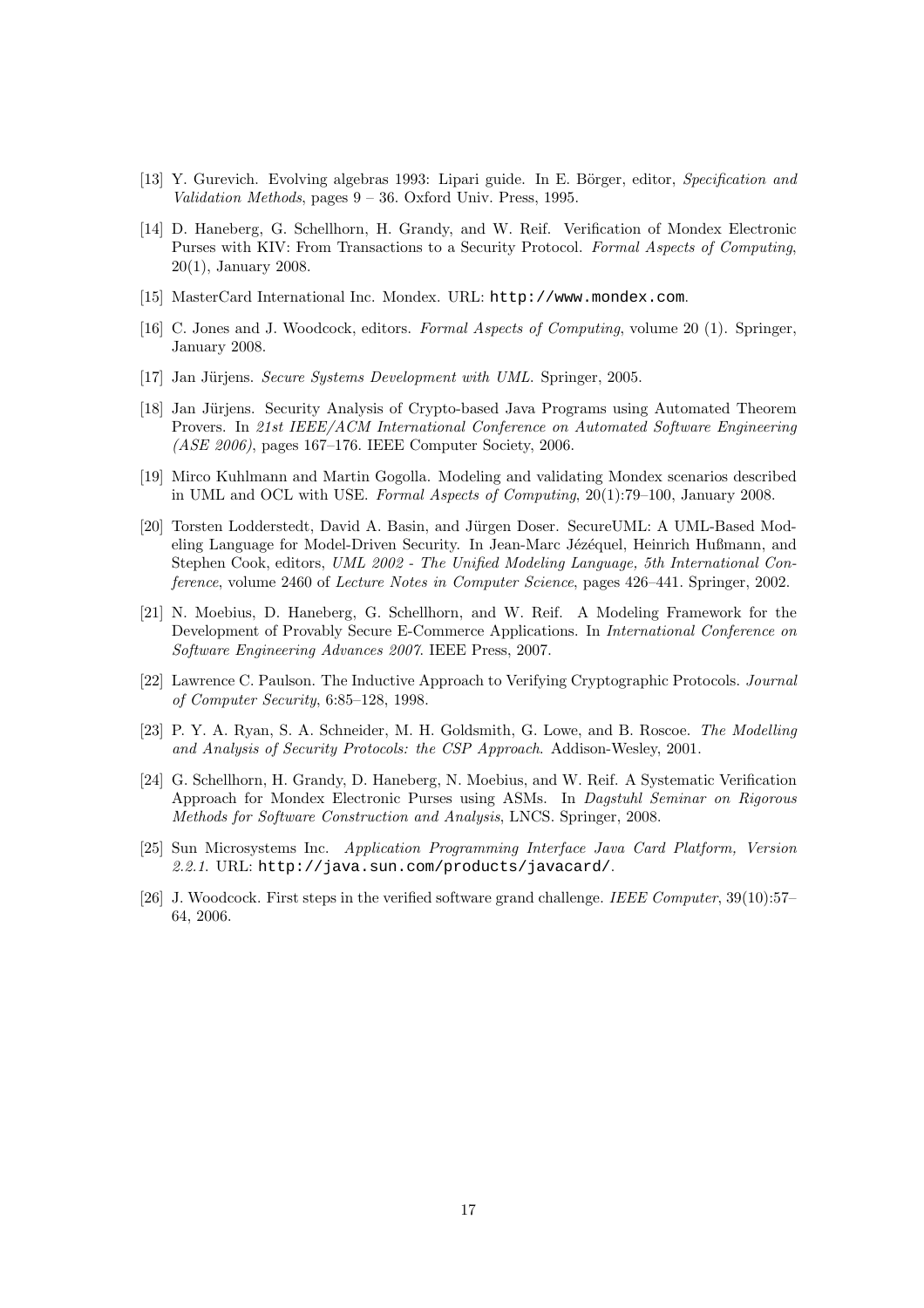[13] Y. Gurevich. Evolving algebras 1993: Lipari guide. In E. Börger, editor, *Specification and Validation Methods*, pages 9 – 36. Oxford Univ. Press, 1995.

[14] D. Haneberg, G. Schellhorn, H. Grandy, and W. Reif. Verification of Mondex Electronic Purses with KIV: From Transactions to a Security Protocol. *Formal Aspects of Computing*, 20(1), January 2008.

[15] MasterCard International Inc. Mondex. URL: `http://www.mondex.com`.

[16] C. Jones and J. Woodcock, editors. *Formal Aspects of Computing*, volume 20 (1). Springer, January 2008.

[17] Jan Jürjens. *Secure Systems Development with UML*. Springer, 2005.

[18] Jan Jürjens. Security Analysis of Crypto-based Java Programs using Automated Theorem Provers. In *21st IEEE/ACM International Conference on Automated Software Engineering (ASE 2006)*, pages 167–176. IEEE Computer Society, 2006.

[19] Mirco Kuhlmann and Martin Gogolla. Modeling and validating Mondex scenarios described in UML and OCL with USE. *Formal Aspects of Computing*, 20(1):79–100, January 2008.

[20] Torsten Lodderstedt, David A. Basin, and Jürgen Doser. SecureUML: A UML-Based Modeling Language for Model-Driven Security. In Jean-Marc Jézéquel, Heinrich Hußmann, and Stephen Cook, editors, *UML 2002 - The Unified Modeling Language, 5th International Conference*, volume 2460 of *Lecture Notes in Computer Science*, pages 426–441. Springer, 2002.

[21] N. Moebius, D. Haneberg, G. Schellhorn, and W. Reif. A Modeling Framework for the Development of Provably Secure E-Commerce Applications. In *International Conference on Software Engineering Advances 2007*. IEEE Press, 2007.

[22] Lawrence C. Paulson. The Inductive Approach to Verifying Cryptographic Protocols. *Journal of Computer Security*, 6:85–128, 1998.

[23] P. Y. A. Ryan, S. A. Schneider, M. H. Goldsmith, G. Lowe, and B. Roscoe. *The Modelling and Analysis of Security Protocols: the CSP Approach*. Addison-Wesley, 2001.

[24] G. Schellhorn, H. Grandy, D. Haneberg, N. Moebius, and W. Reif. A Systematic Verification Approach for Mondex Electronic Purses using ASMs. In *Dagstuhl Seminar on Rigorous Methods for Software Construction and Analysis*, LNCS. Springer, 2008.

[25] Sun Microsystems Inc. *Application Programming Interface Java Card Platform, Version 2.2.1*. URL: `http://java.sun.com/products/javacard/`.

[26] J. Woodcock. First steps in the verified software grand challenge. *IEEE Computer*, 39(10):57–64, 2006.